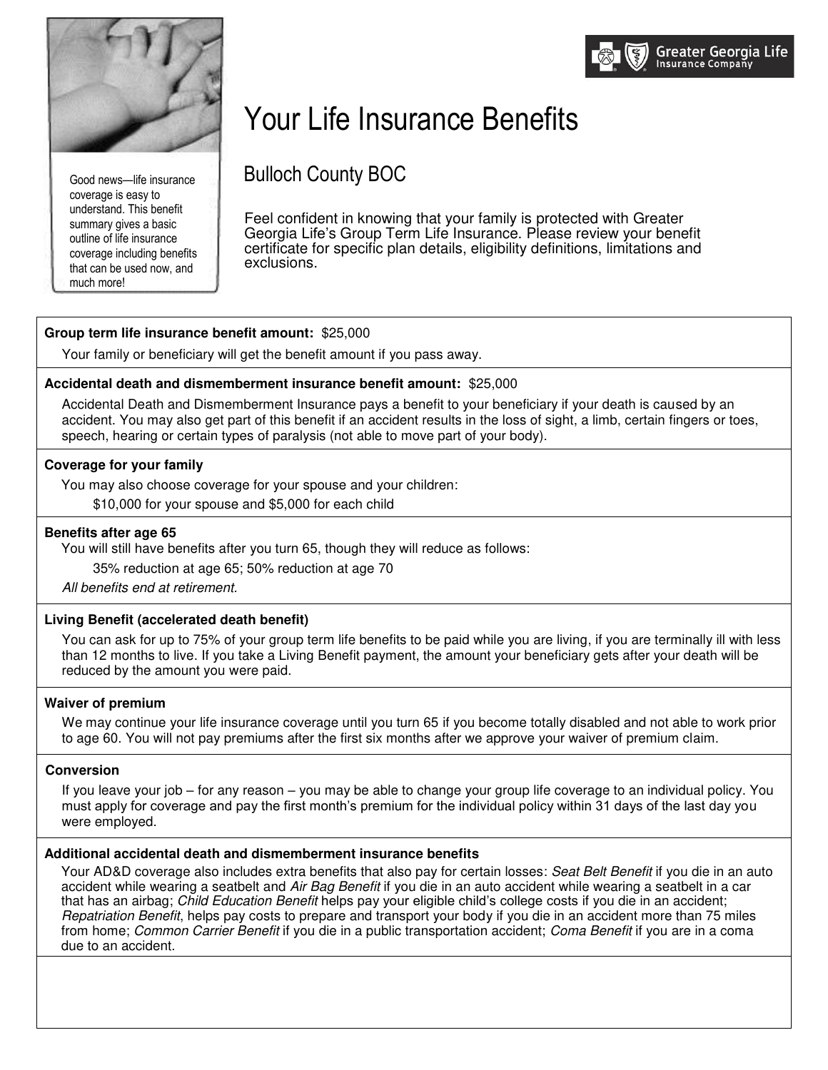Greater Georgia Life Insurance Company

# Your Life Insurance Benefits

## Bulloch County BOC

Good news—life insurance coverage is easy to understand. This benefit summary gives a basic outline of life insurance coverage including benefits that can be used now, and much more!

Feel confident in knowing that your family is protected with Greater Georgia Life's Group Term Life Insurance. Please review your benefit certificate for specific plan details, eligibility definitions, limitations and exclusions.

**Group term life insurance benefit amount:** $25,000

Your family or beneficiary will get the benefit amount if you pass away.

**Accidental death and dismemberment insurance benefit amount:** $25,000

Accidental Death and Dismemberment Insurance pays a benefit to your beneficiary if your death is caused by an accident. You may also get part of this benefit if an accident results in the loss of sight, a limb, certain fingers or toes, speech, hearing or certain types of paralysis (not able to move part of your body).

**Coverage for your family**

You may also choose coverage for your spouse and your children:

$10,000 for your spouse and $5,000 for each child

**Benefits after age 65**

You will still have benefits after you turn 65, though they will reduce as follows:

35% reduction at age 65; 50% reduction at age 70

*All benefits end at retirement.*

**Living Benefit (accelerated death benefit)**

You can ask for up to 75% of your group term life benefits to be paid while you are living, if you are terminally ill with less than 12 months to live. If you take a Living Benefit payment, the amount your beneficiary gets after your death will be reduced by the amount you were paid.

**Waiver of premium**

We may continue your life insurance coverage until you turn 65 if you become totally disabled and not able to work prior to age 60. You will not pay premiums after the first six months after we approve your waiver of premium claim.

**Conversion**

If you leave your job – for any reason – you may be able to change your group life coverage to an individual policy. You must apply for coverage and pay the first month's premium for the individual policy within 31 days of the last day you were employed.

**Additional accidental death and dismemberment insurance benefits**

Your AD&D coverage also includes extra benefits that also pay for certain losses: *Seat Belt Benefit* if you die in an auto accident while wearing a seatbelt and *Air Bag Benefit* if you die in an auto accident while wearing a seatbelt in a car that has an airbag; *Child Education Benefit* helps pay your eligible child's college costs if you die in an accident; *Repatriation Benefit*, helps pay costs to prepare and transport your body if you die in an accident more than 75 miles from home; *Common Carrier Benefit* if you die in a public transportation accident; *Coma Benefit* if you are in a coma due to an accident.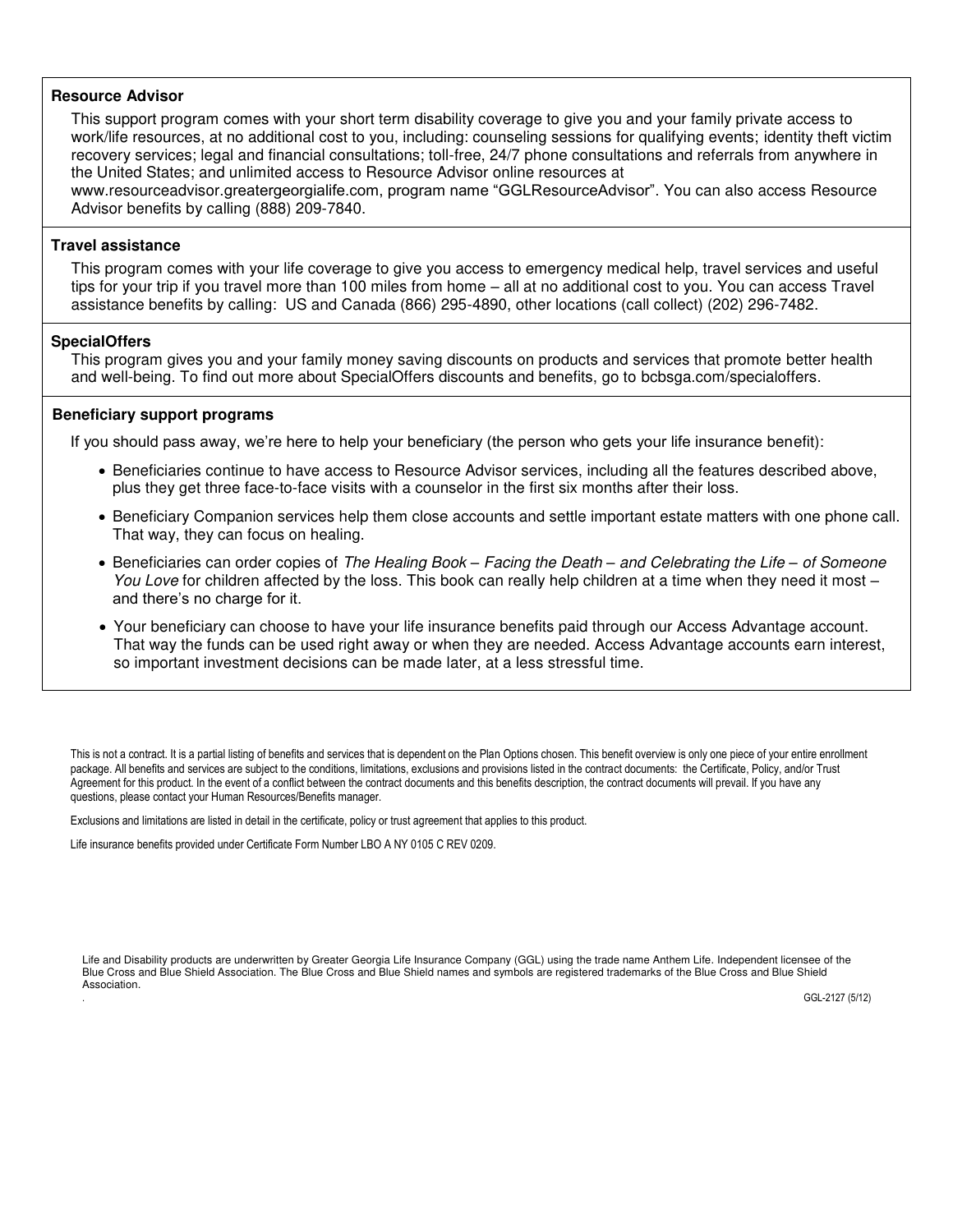**Resource Advisor**

This support program comes with your short term disability coverage to give you and your family private access to work/life resources, at no additional cost to you, including: counseling sessions for qualifying events; identity theft victim recovery services; legal and financial consultations; toll-free, 24/7 phone consultations and referrals from anywhere in the United States; and unlimited access to Resource Advisor online resources at www.resourceadvisor.greatergeorgialife.com, program name “GGLResourceAdvisor”. You can also access Resource Advisor benefits by calling (888) 209-7840.

**Travel assistance**

This program comes with your life coverage to give you access to emergency medical help, travel services and useful tips for your trip if you travel more than 100 miles from home – all at no additional cost to you. You can access Travel assistance benefits by calling: US and Canada (866) 295-4890, other locations (call collect) (202) 296-7482.

**SpecialOffers**

This program gives you and your family money saving discounts on products and services that promote better health and well-being. To find out more about SpecialOffers discounts and benefits, go to bcbsga.com/specialoffers.

**Beneficiary support programs**

If you should pass away, we’re here to help your beneficiary (the person who gets your life insurance benefit):

- Beneficiaries continue to have access to Resource Advisor services, including all the features described above, plus they get three face-to-face visits with a counselor in the first six months after their loss.
- Beneficiary Companion services help them close accounts and settle important estate matters with one phone call. That way, they can focus on healing.
- Beneficiaries can order copies of *The Healing Book – Facing the Death – and Celebrating the Life – of Someone You Love* for children affected by the loss. This book can really help children at a time when they need it most – and there’s no charge for it.
- Your beneficiary can choose to have your life insurance benefits paid through our Access Advantage account. That way the funds can be used right away or when they are needed. Access Advantage accounts earn interest, so important investment decisions can be made later, at a less stressful time.

This is not a contract. It is a partial listing of benefits and services that is dependent on the Plan Options chosen. This benefit overview is only one piece of your entire enrollment package. All benefits and services are subject to the conditions, limitations, exclusions and provisions listed in the contract documents: the Certificate, Policy, and/or Trust Agreement for this product. In the event of a conflict between the contract documents and this benefits description, the contract documents will prevail. If you have any questions, please contact your Human Resources/Benefits manager.

Exclusions and limitations are listed in detail in the certificate, policy or trust agreement that applies to this product.

Life insurance benefits provided under Certificate Form Number LBO A NY 0105 C REV 0209.

Life and Disability products are underwritten by Greater Georgia Life Insurance Company (GGL) using the trade name Anthem Life. Independent licensee of the Blue Cross and Blue Shield Association. The Blue Cross and Blue Shield names and symbols are registered trademarks of the Blue Cross and Blue Shield Association.

GGL-2127 (5/12)